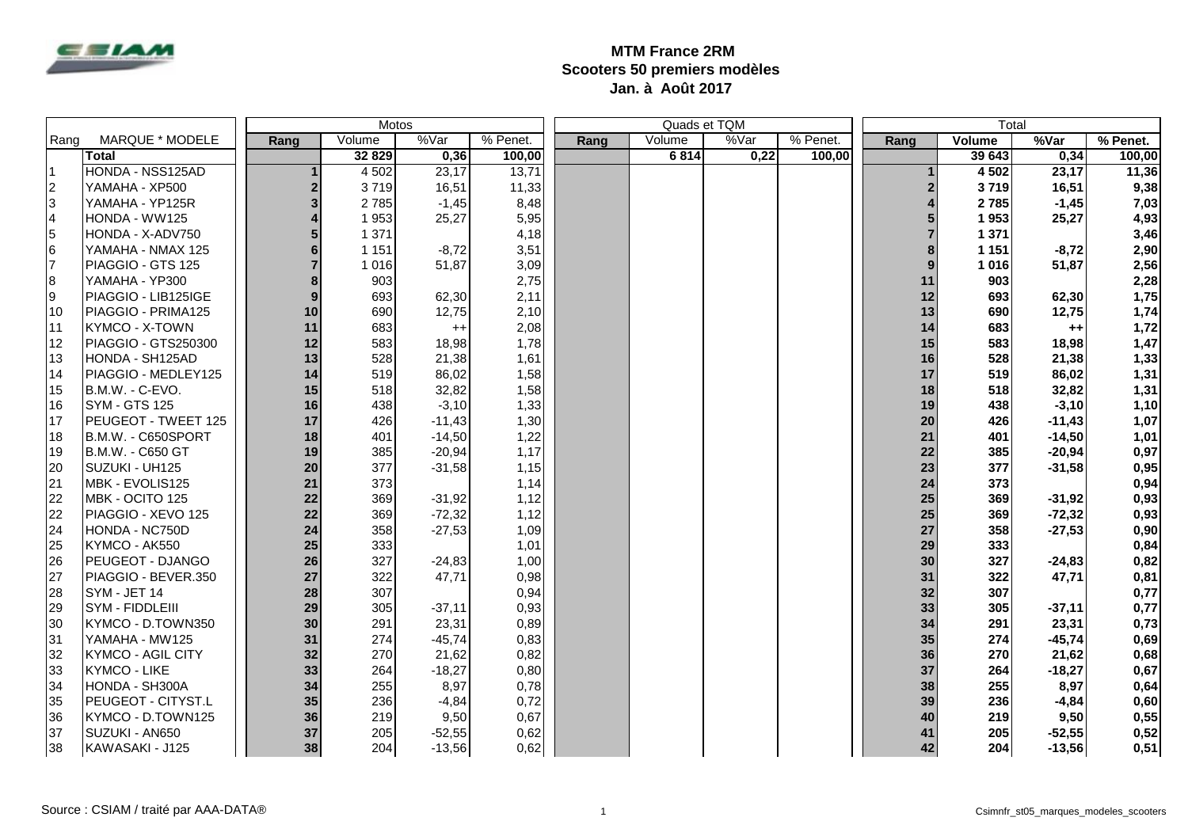# MTM France 2RM
## Scooters 50 premiers modèles
### Jan. à Août 2017

| Rang | MARQUE * MODELE | Motos | | | | Quads et TQM | | | | Total | | | |
|---|---|---|---|---|---|---|---|---|---|---|---|---|---|
| | | Rang | Volume | %Var | % Penet. | Rang | Volume | %Var | % Penet. | Rang | Volume | %Var | % Penet. |
| | **Total** | | **32 829** | **0,36** | **100,00** | | **6 814** | **0,22** | **100,00** | | **39 643** | **0,34** | **100,00** |
| 1 | HONDA - NSS125AD | 1 | 4 502 | 23,17 | 13,71 | | | | | 1 | **4 502** | **23,17** | **11,36** |
| 2 | YAMAHA - XP500 | 2 | 3 719 | 16,51 | 11,33 | | | | | 2 | **3 719** | **16,51** | **9,38** |
| 3 | YAMAHA - YP125R | 3 | 2 785 | -1,45 | 8,48 | | | | | 4 | **2 785** | **-1,45** | **7,03** |
| 4 | HONDA - WW125 | 4 | 1 953 | 25,27 | 5,95 | | | | | 5 | **1 953** | **25,27** | **4,93** |
| 5 | HONDA - X-ADV750 | 5 | 1 371 | | 4,18 | | | | | 7 | **1 371** | | **3,46** |
| 6 | YAMAHA - NMAX 125 | 6 | 1 151 | -8,72 | 3,51 | | | | | 8 | **1 151** | **-8,72** | **2,90** |
| 7 | PIAGGIO - GTS 125 | 7 | 1 016 | 51,87 | 3,09 | | | | | 9 | **1 016** | **51,87** | **2,56** |
| 8 | YAMAHA - YP300 | 8 | 903 | | 2,75 | | | | | 11 | **903** | | **2,28** |
| 9 | PIAGGIO - LIB125IGE | 9 | 693 | 62,30 | 2,11 | | | | | 12 | **693** | **62,30** | **1,75** |
| 10 | PIAGGIO - PRIMA125 | 10 | 690 | 12,75 | 2,10 | | | | | 13 | **690** | **12,75** | **1,74** |
| 11 | KYMCO - X-TOWN | 11 | 683 | ++ | 2,08 | | | | | 14 | **683** | **++** | **1,72** |
| 12 | PIAGGIO - GTS250300 | 12 | 583 | 18,98 | 1,78 | | | | | 15 | **583** | **18,98** | **1,47** |
| 13 | HONDA - SH125AD | 13 | 528 | 21,38 | 1,61 | | | | | 16 | **528** | **21,38** | **1,33** |
| 14 | PIAGGIO - MEDLEY125 | 14 | 519 | 86,02 | 1,58 | | | | | 17 | **519** | **86,02** | **1,31** |
| 15 | B.M.W. - C-EVO. | 15 | 518 | 32,82 | 1,58 | | | | | 18 | **518** | **32,82** | **1,31** |
| 16 | SYM - GTS 125 | 16 | 438 | -3,10 | 1,33 | | | | | 19 | **438** | **-3,10** | **1,10** |
| 17 | PEUGEOT - TWEET 125 | 17 | 426 | -11,43 | 1,30 | | | | | 20 | **426** | **-11,43** | **1,07** |
| 18 | B.M.W. - C650SPORT | 18 | 401 | -14,50 | 1,22 | | | | | 21 | **401** | **-14,50** | **1,01** |
| 19 | B.M.W. - C650 GT | 19 | 385 | -20,94 | 1,17 | | | | | 22 | **385** | **-20,94** | **0,97** |
| 20 | SUZUKI - UH125 | 20 | 377 | -31,58 | 1,15 | | | | | 23 | **377** | **-31,58** | **0,95** |
| 21 | MBK - EVOLIS125 | 21 | 373 | | 1,14 | | | | | 24 | **373** | | **0,94** |
| 22 | MBK - OCITO 125 | 22 | 369 | -31,92 | 1,12 | | | | | 25 | **369** | **-31,92** | **0,93** |
| 22 | PIAGGIO - XEVO 125 | 22 | 369 | -72,32 | 1,12 | | | | | 25 | **369** | **-72,32** | **0,93** |
| 24 | HONDA - NC750D | 24 | 358 | -27,53 | 1,09 | | | | | 27 | **358** | **-27,53** | **0,90** |
| 25 | KYMCO - AK550 | 25 | 333 | | 1,01 | | | | | 29 | **333** | | **0,84** |
| 26 | PEUGEOT - DJANGO | 26 | 327 | -24,83 | 1,00 | | | | | 30 | **327** | **-24,83** | **0,82** |
| 27 | PIAGGIO - BEVER.350 | 27 | 322 | 47,71 | 0,98 | | | | | 31 | **322** | **47,71** | **0,81** |
| 28 | SYM - JET 14 | 28 | 307 | | 0,94 | | | | | 32 | **307** | | **0,77** |
| 29 | SYM - FIDDLEIII | 29 | 305 | -37,11 | 0,93 | | | | | 33 | **305** | **-37,11** | **0,77** |
| 30 | KYMCO - D.TOWN350 | 30 | 291 | 23,31 | 0,89 | | | | | 34 | **291** | **23,31** | **0,73** |
| 31 | YAMAHA - MW125 | 31 | 274 | -45,74 | 0,83 | | | | | 35 | **274** | **-45,74** | **0,69** |
| 32 | KYMCO - AGIL CITY | 32 | 270 | 21,62 | 0,82 | | | | | 36 | **270** | **21,62** | **0,68** |
| 33 | KYMCO - LIKE | 33 | 264 | -18,27 | 0,80 | | | | | 37 | **264** | **-18,27** | **0,67** |
| 34 | HONDA - SH300A | 34 | 255 | 8,97 | 0,78 | | | | | 38 | **255** | **8,97** | **0,64** |
| 35 | PEUGEOT - CITYST.L | 35 | 236 | -4,84 | 0,72 | | | | | 39 | **236** | **-4,84** | **0,60** |
| 36 | KYMCO - D.TOWN125 | 36 | 219 | 9,50 | 0,67 | | | | | 40 | **219** | **9,50** | **0,55** |
| 37 | SUZUKI - AN650 | 37 | 205 | -52,55 | 0,62 | | | | | 41 | **205** | **-52,55** | **0,52** |
| 38 | KAWASAKI - J125 | 38 | 204 | -13,56 | 0,62 | | | | | 42 | **204** | **-13,56** | **0,51** |

Source : CSIAM / traité par AAA-DATA®

Csimnfr_st05_marques_modeles_scooters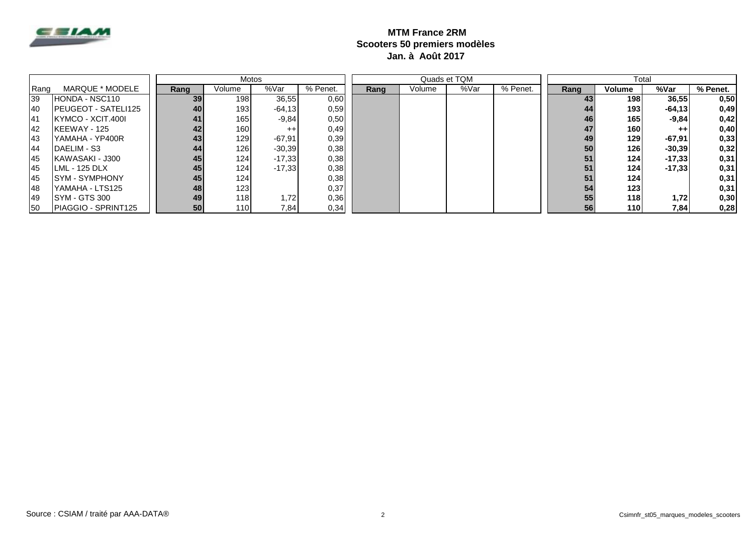# MTM France 2RM
## Scooters 50 premiers modèles
### Jan. à Août 2017

| Rang | MARQUE * MODELE | Motos | | | | Quads et TQM | | | | Total | | | |
|---|---|---|---|---|---|---|---|---|---|---|---|---|---|
| | | Rang | Volume | %Var | % Penet. | Rang | Volume | %Var | % Penet. | Rang | Volume | %Var | % Penet. |
| 39 | HONDA - NSC110 | 39 | 198 | 36,55 | 0,60 | | | | | 43 | 198 | 36,55 | 0,50 |
| 40 | PEUGEOT - SATELI125 | 40 | 193 | -64,13 | 0,59 | | | | | 44 | 193 | -64,13 | 0,49 |
| 41 | KYMCO - XCIT.400I | 41 | 165 | -9,84 | 0,50 | | | | | 46 | 165 | -9,84 | 0,42 |
| 42 | KEEWAY - 125 | 42 | 160 | ++ | 0,49 | | | | | 47 | 160 | ++ | 0,40 |
| 43 | YAMAHA - YP400R | 43 | 129 | -67,91 | 0,39 | | | | | 49 | 129 | -67,91 | 0,33 |
| 44 | DAELIM - S3 | 44 | 126 | -30,39 | 0,38 | | | | | 50 | 126 | -30,39 | 0,32 |
| 45 | KAWASAKI - J300 | 45 | 124 | -17,33 | 0,38 | | | | | 51 | 124 | -17,33 | 0,31 |
| 45 | LML - 125 DLX | 45 | 124 | -17,33 | 0,38 | | | | | 51 | 124 | -17,33 | 0,31 |
| 45 | SYM - SYMPHONY | 45 | 124 | | 0,38 | | | | | 51 | 124 | | 0,31 |
| 48 | YAMAHA - LTS125 | 48 | 123 | | 0,37 | | | | | 54 | 123 | | 0,31 |
| 49 | SYM - GTS 300 | 49 | 118 | 1,72 | 0,36 | | | | | 55 | 118 | 1,72 | 0,30 |
| 50 | PIAGGIO - SPRINT125 | 50 | 110 | 7,84 | 0,34 | | | | | 56 | 110 | 7,84 | 0,28 |

Source : CSIAM / traité par AAA-DATA®

Csimnfr_st05_marques_modeles_scooters